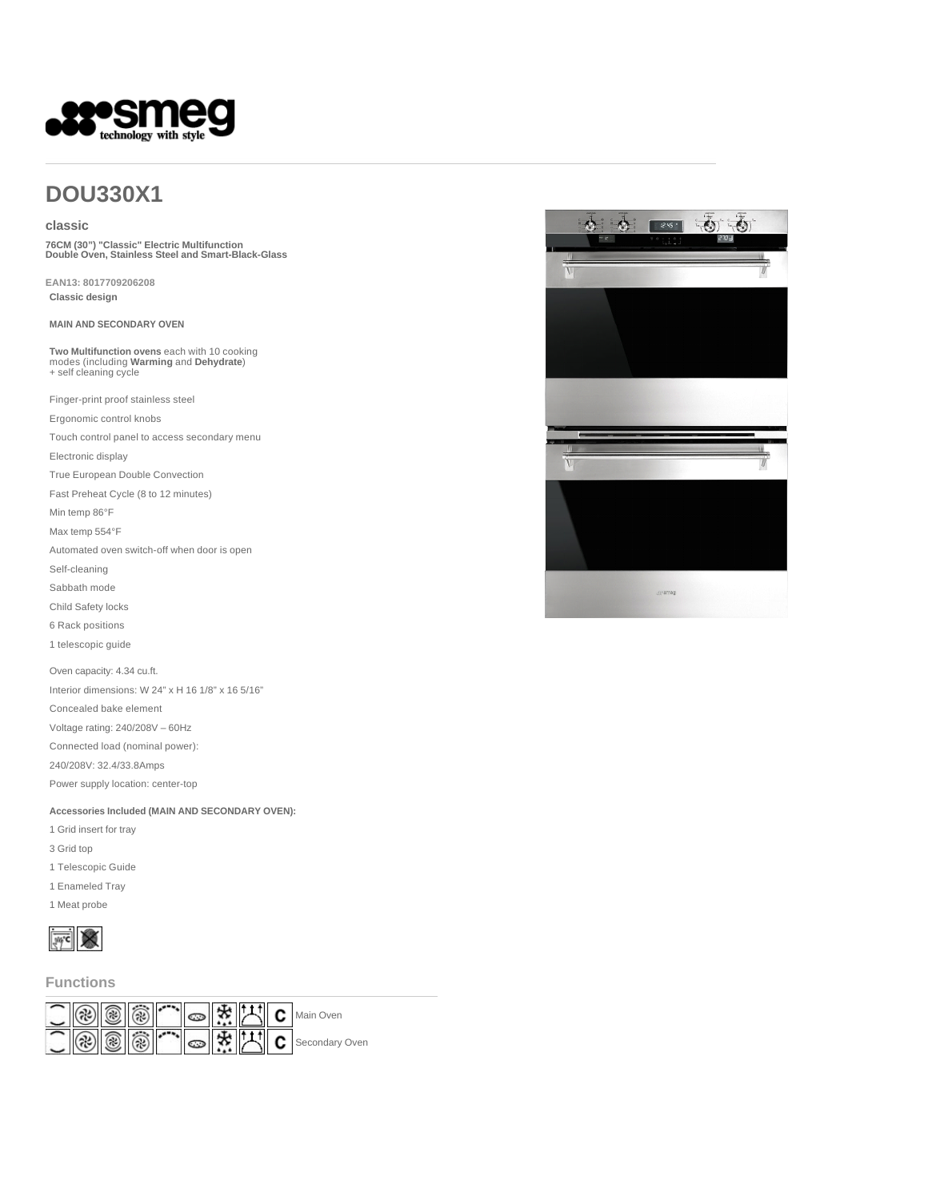# DOU330X1

## classic

**76CM (30") "Classic" Electric Multifunction Double Oven, Stainless Steel and Smart-Black-Glass**

**EAN13: 8017709206208**

**Classic design**

**MAIN AND SECONDARY OVEN**

**Two Multifunction ovens** each with 10 cooking modes (including **Warming** and **Dehydrate**) + self cleaning cycle

Finger-print proof stainless steel

Ergonomic control knobs

Touch control panel to access secondary menu

Electronic display

True European Double Convection

Fast Preheat Cycle (8 to 12 minutes)

Min temp 86°F

Max temp 554°F

Automated oven switch-off when door is open

Self-cleaning

Sabbath mode

Child Safety locks

6 Rack positions

1 telescopic guide

Oven capacity: 4.34 cu.ft.

Interior dimensions: W 24" x H 16 1/8" x 16 5/16"

Concealed bake element

Voltage rating: 240/208V – 60Hz

Connected load (nominal power):

240/208V: 32.4/33.8Amps

Power supply location: center-top

**Accessories Included (MAIN AND SECONDARY OVEN):**

1 Grid insert for tray

3 Grid top

1 Telescopic Guide

1 Enameled Tray

1 Meat probe

## Functions

Main Oven

Secondary Oven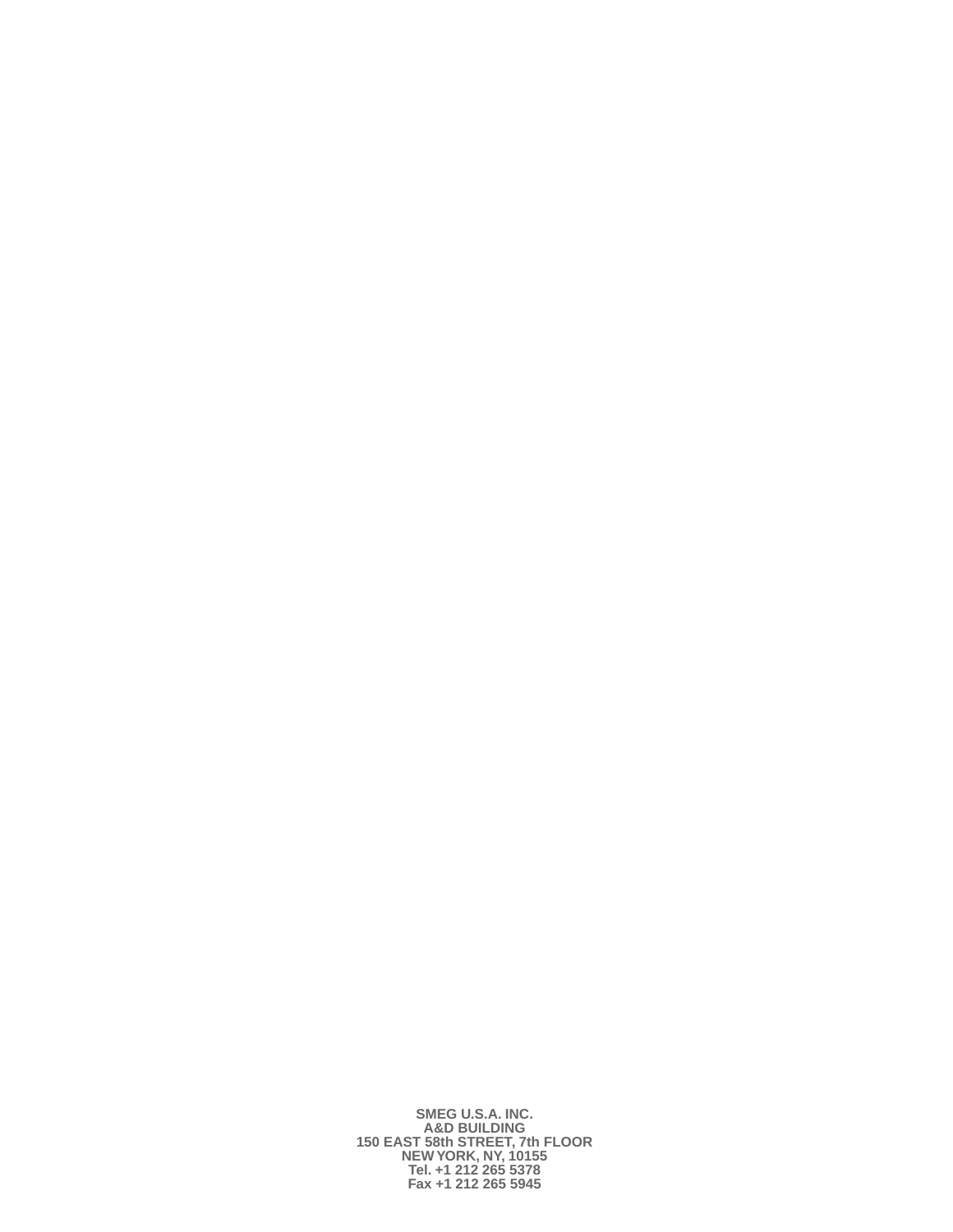**SMEG U.S.A. INC.**
**A&D BUILDING**
**150 EAST 58th STREET, 7th FLOOR**
**NEW YORK, NY, 10155**
**Tel. +1 212 265 5378**
**Fax +1 212 265 5945**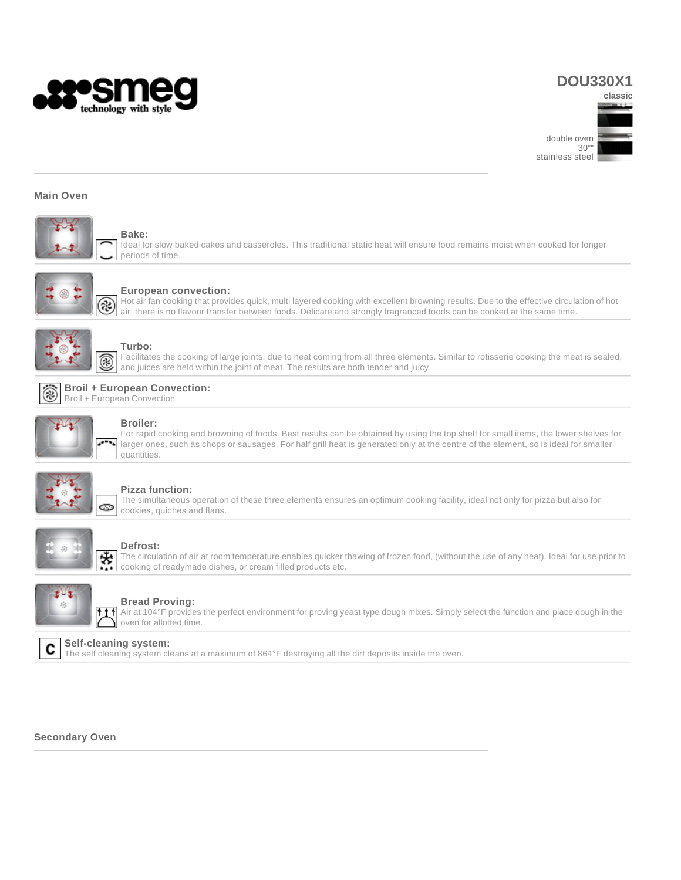# DOU330X1

classic

double oven
30""
stainless steel

## Main Oven

**Bake:**
Ideal for slow baked cakes and casseroles. This traditional static heat will ensure food remains moist when cooked for longer periods of time.

**European convection:**
Hot air fan cooking that provides quick, multi layered cooking with excellent browning results. Due to the effective circulation of hot air, there is no flavour transfer between foods. Delicate and strongly fragranced foods can be cooked at the same time.

**Turbo:**
Facilitates the cooking of large joints, due to heat coming from all three elements. Similar to rotisserie cooking the meat is sealed, and juices are held within the joint of meat. The results are both tender and juicy.

**Broil + European Convection:**
Broil + European Convection

**Broiler:**
For rapid cooking and browning of foods. Best results can be obtained by using the top shelf for small items, the lower shelves for larger ones, such as chops or sausages. For half grill heat is generated only at the centre of the element, so is ideal for smaller quantities.

**Pizza function:**
The simultaneous operation of these three elements ensures an optimum cooking facility, ideal not only for pizza but also for cookies, quiches and flans.

**Defrost:**
The circulation of air at room temperature enables quicker thawing of frozen food, (without the use of any heat). Ideal for use prior to cooking of readymade dishes, or cream filled products etc.

**Bread Proving:**
Air at 104°F provides the perfect environment for proving yeast type dough mixes. Simply select the function and place dough in the oven for allotted time.

**Self-cleaning system:**
The self cleaning system cleans at a maximum of 864°F destroying all the dirt deposits inside the oven.

## Secondary Oven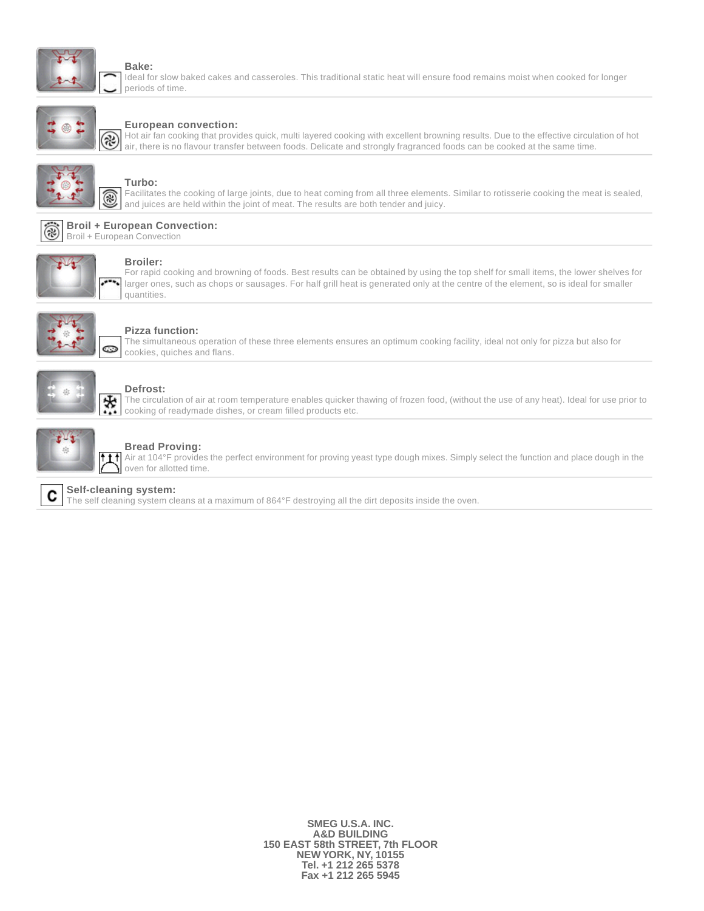**Bake:**
Ideal for slow baked cakes and casseroles. This traditional static heat will ensure food remains moist when cooked for longer periods of time.

**European convection:**
Hot air fan cooking that provides quick, multi layered cooking with excellent browning results. Due to the effective circulation of hot air, there is no flavour transfer between foods. Delicate and strongly fragranced foods can be cooked at the same time.

**Turbo:**
Facilitates the cooking of large joints, due to heat coming from all three elements. Similar to rotisserie cooking the meat is sealed, and juices are held within the joint of meat. The results are both tender and juicy.

**Broil + European Convection:**
Broil + European Convection

**Broiler:**
For rapid cooking and browning of foods. Best results can be obtained by using the top shelf for small items, the lower shelves for larger ones, such as chops or sausages. For half grill heat is generated only at the centre of the element, so is ideal for smaller quantities.

**Pizza function:**
The simultaneous operation of these three elements ensures an optimum cooking facility, ideal not only for pizza but also for cookies, quiches and flans.

**Defrost:**
The circulation of air at room temperature enables quicker thawing of frozen food, (without the use of any heat). Ideal for use prior to cooking of readymade dishes, or cream filled products etc.

**Bread Proving:**
Air at 104°F provides the perfect environment for proving yeast type dough mixes. Simply select the function and place dough in the oven for allotted time.

**Self-cleaning system:**
The self cleaning system cleans at a maximum of 864°F destroying all the dirt deposits inside the oven.

**SMEG U.S.A. INC.**
**A&D BUILDING**
**150 EAST 58th STREET, 7th FLOOR**
**NEW YORK, NY, 10155**
**Tel. +1 212 265 5378**
**Fax +1 212 265 5945**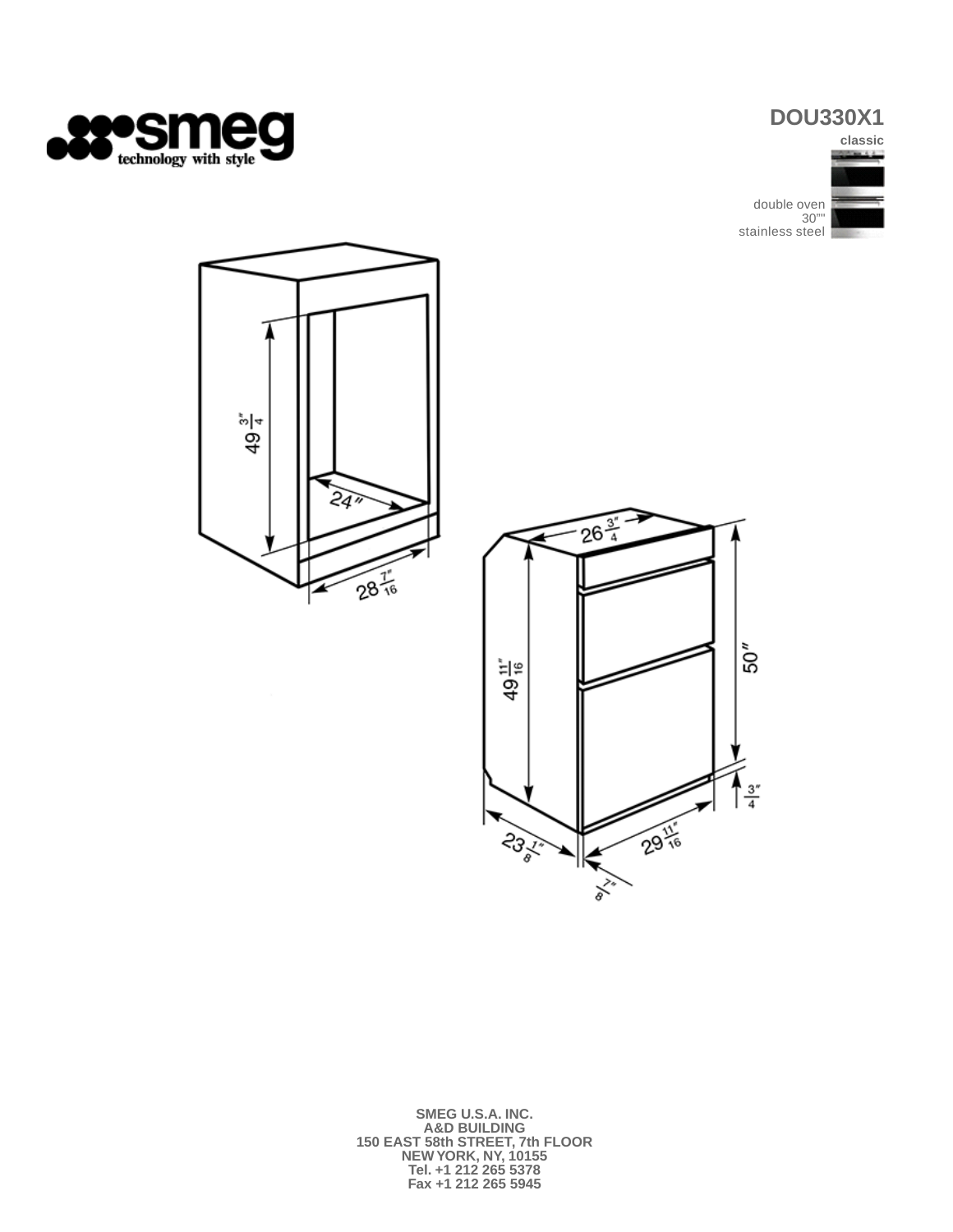smeg technology with style

**DOU330X1**

**classic**

double oven
30""
stainless steel

49 3/4"

24"

28 7/16"

26 3/4"

49 11/16"

50"

3/4"

23 1/8"

29 11/16"

7/8"

**SMEG U.S.A. INC.**
**A&D BUILDING**
**150 EAST 58th STREET, 7th FLOOR**
**NEW YORK, NY, 10155**
**Tel. +1 212 265 5378**
**Fax +1 212 265 5945**